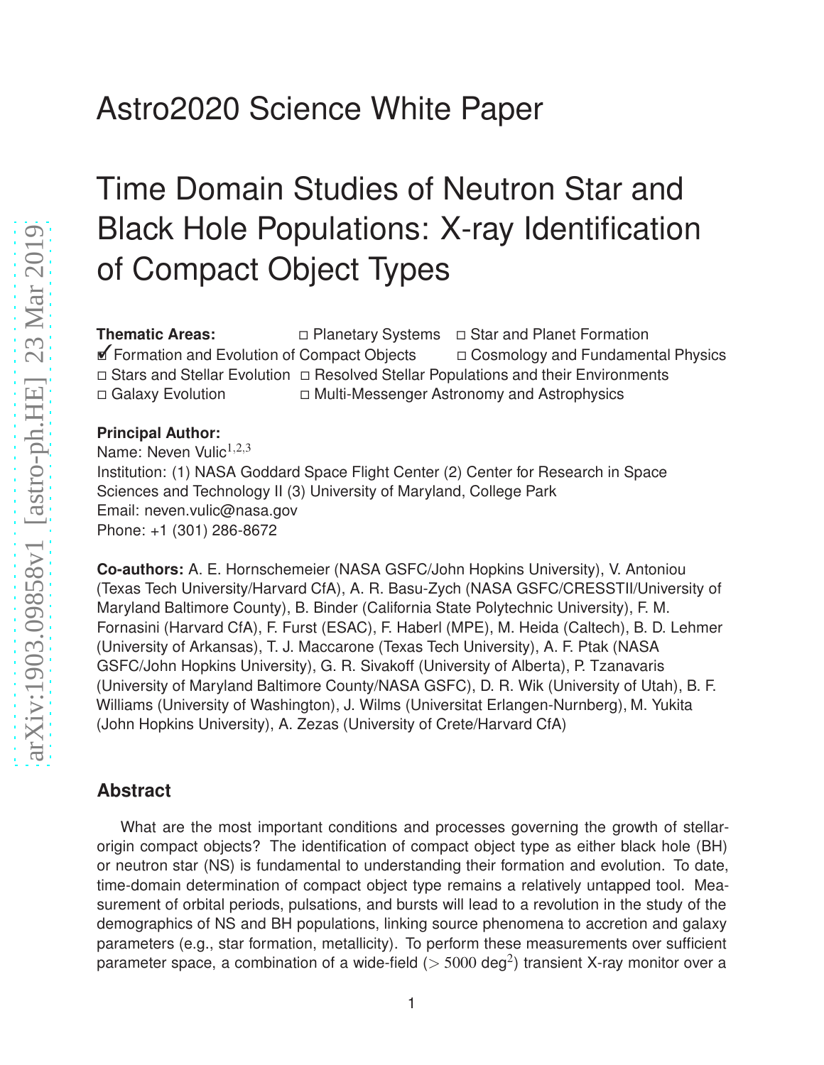# Astro2020 Science White Paper

# Time Domain Studies of Neutron Star and Black Hole Populations: X-ray Identification of Compact Object Types

**Thematic Areas:** ☐ Planetary Systems ☐ Star and Planet Formation
☑ Formation and Evolution of Compact Objects ☐ Cosmology and Fundamental Physics
☐ Stars and Stellar Evolution ☐ Resolved Stellar Populations and their Environments
☐ Galaxy Evolution ☐ Multi-Messenger Astronomy and Astrophysics

**Principal Author:**
Name: Neven Vulic[1,2,3]
Institution: (1) NASA Goddard Space Flight Center (2) Center for Research in Space Sciences and Technology II (3) University of Maryland, College Park
Email: neven.vulic@nasa.gov
Phone: +1 (301) 286-8672

**Co-authors:** A. E. Hornschemeier (NASA GSFC/John Hopkins University), V. Antoniou (Texas Tech University/Harvard CfA), A. R. Basu-Zych (NASA GSFC/CRESSTII/University of Maryland Baltimore County), B. Binder (California State Polytechnic University), F. M. Fornasini (Harvard CfA), F. Furst (ESAC), F. Haberl (MPE), M. Heida (Caltech), B. D. Lehmer (University of Arkansas), T. J. Maccarone (Texas Tech University), A. F. Ptak (NASA GSFC/John Hopkins University), G. R. Sivakoff (University of Alberta), P. Tzanavaris (University of Maryland Baltimore County/NASA GSFC), D. R. Wik (University of Utah), B. F. Williams (University of Washington), J. Wilms (Universitat Erlangen-Nurnberg), M. Yukita (John Hopkins University), A. Zezas (University of Crete/Harvard CfA)

## Abstract

What are the most important conditions and processes governing the growth of stellar-origin compact objects? The identification of compact object type as either black hole (BH) or neutron star (NS) is fundamental to understanding their formation and evolution. To date, time-domain determination of compact object type remains a relatively untapped tool. Measurement of orbital periods, pulsations, and bursts will lead to a revolution in the study of the demographics of NS and BH populations, linking source phenomena to accretion and galaxy parameters (e.g., star formation, metallicity). To perform these measurements over sufficient parameter space, a combination of a wide-field ($> 5000$ deg$^2$) transient X-ray monitor over a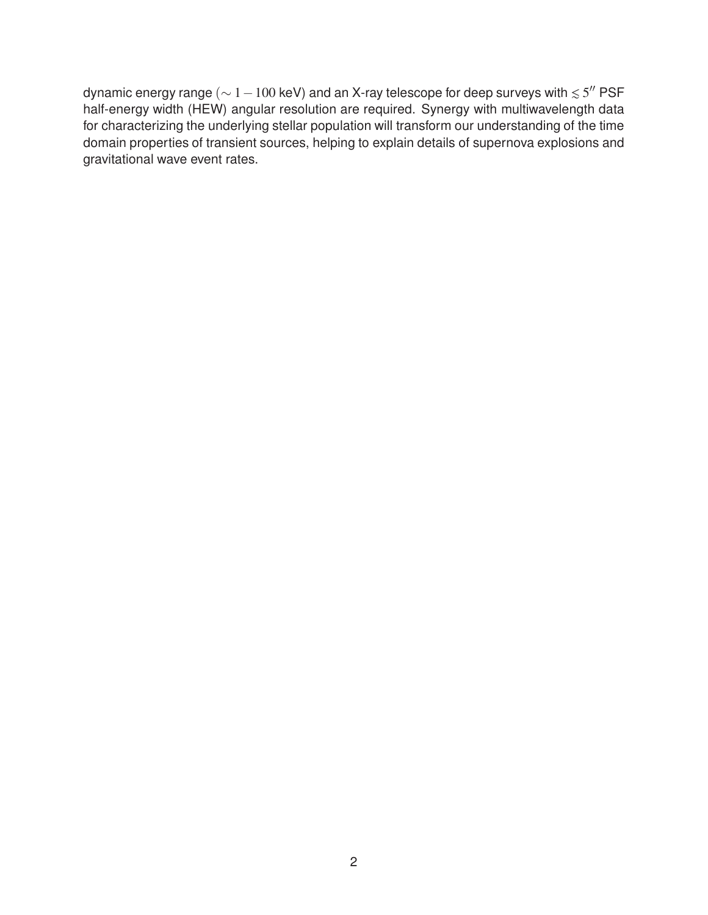dynamic energy range ($\sim 1 - 100$ keV) and an X-ray telescope for deep surveys with $\lesssim 5''$ PSF half-energy width (HEW) angular resolution are required. Synergy with multiwavelength data for characterizing the underlying stellar population will transform our understanding of the time domain properties of transient sources, helping to explain details of supernova explosions and gravitational wave event rates.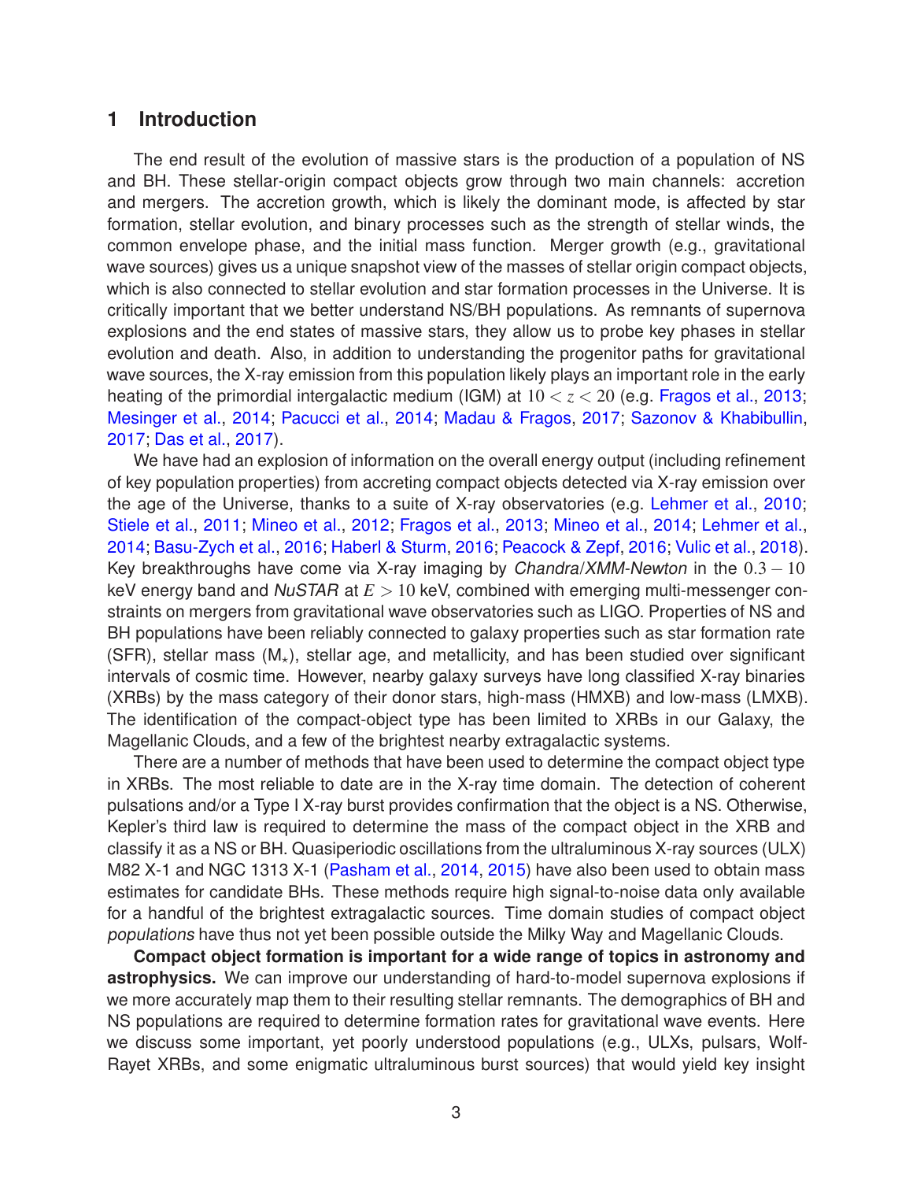## 1 Introduction

The end result of the evolution of massive stars is the production of a population of NS and BH. These stellar-origin compact objects grow through two main channels: accretion and mergers. The accretion growth, which is likely the dominant mode, is affected by star formation, stellar evolution, and binary processes such as the strength of stellar winds, the common envelope phase, and the initial mass function. Merger growth (e.g., gravitational wave sources) gives us a unique snapshot view of the masses of stellar origin compact objects, which is also connected to stellar evolution and star formation processes in the Universe. It is critically important that we better understand NS/BH populations. As remnants of supernova explosions and the end states of massive stars, they allow us to probe key phases in stellar evolution and death. Also, in addition to understanding the progenitor paths for gravitational wave sources, the X-ray emission from this population likely plays an important role in the early heating of the primordial intergalactic medium (IGM) at $10 < z < 20$ (e.g. Fragos et al., 2013; Mesinger et al., 2014; Pacucci et al., 2014; Madau & Fragos, 2017; Sazonov & Khabibullin, 2017; Das et al., 2017).

We have had an explosion of information on the overall energy output (including refinement of key population properties) from accreting compact objects detected via X-ray emission over the age of the Universe, thanks to a suite of X-ray observatories (e.g. Lehmer et al., 2010; Stiele et al., 2011; Mineo et al., 2012; Fragos et al., 2013; Mineo et al., 2014; Lehmer et al., 2014; Basu-Zych et al., 2016; Haberl & Sturm, 2016; Peacock & Zepf, 2016; Vulic et al., 2018). Key breakthroughs have come via X-ray imaging by *Chandra*/*XMM-Newton* in the $0.3-10$ keV energy band and *NuSTAR* at $E > 10$ keV, combined with emerging multi-messenger constraints on mergers from gravitational wave observatories such as LIGO. Properties of NS and BH populations have been reliably connected to galaxy properties such as star formation rate (SFR), stellar mass ($M_{\star}$), stellar age, and metallicity, and has been studied over significant intervals of cosmic time. However, nearby galaxy surveys have long classified X-ray binaries (XRBs) by the mass category of their donor stars, high-mass (HMXB) and low-mass (LMXB). The identification of the compact-object type has been limited to XRBs in our Galaxy, the Magellanic Clouds, and a few of the brightest nearby extragalactic systems.

There are a number of methods that have been used to determine the compact object type in XRBs. The most reliable to date are in the X-ray time domain. The detection of coherent pulsations and/or a Type I X-ray burst provides confirmation that the object is a NS. Otherwise, Kepler's third law is required to determine the mass of the compact object in the XRB and classify it as a NS or BH. Quasiperiodic oscillations from the ultraluminous X-ray sources (ULX) M82 X-1 and NGC 1313 X-1 (Pasham et al., 2014, 2015) have also been used to obtain mass estimates for candidate BHs. These methods require high signal-to-noise data only available for a handful of the brightest extragalactic sources. Time domain studies of compact object *populations* have thus not yet been possible outside the Milky Way and Magellanic Clouds.

**Compact object formation is important for a wide range of topics in astronomy and astrophysics.** We can improve our understanding of hard-to-model supernova explosions if we more accurately map them to their resulting stellar remnants. The demographics of BH and NS populations are required to determine formation rates for gravitational wave events. Here we discuss some important, yet poorly understood populations (e.g., ULXs, pulsars, Wolf-Rayet XRBs, and some enigmatic ultraluminous burst sources) that would yield key insight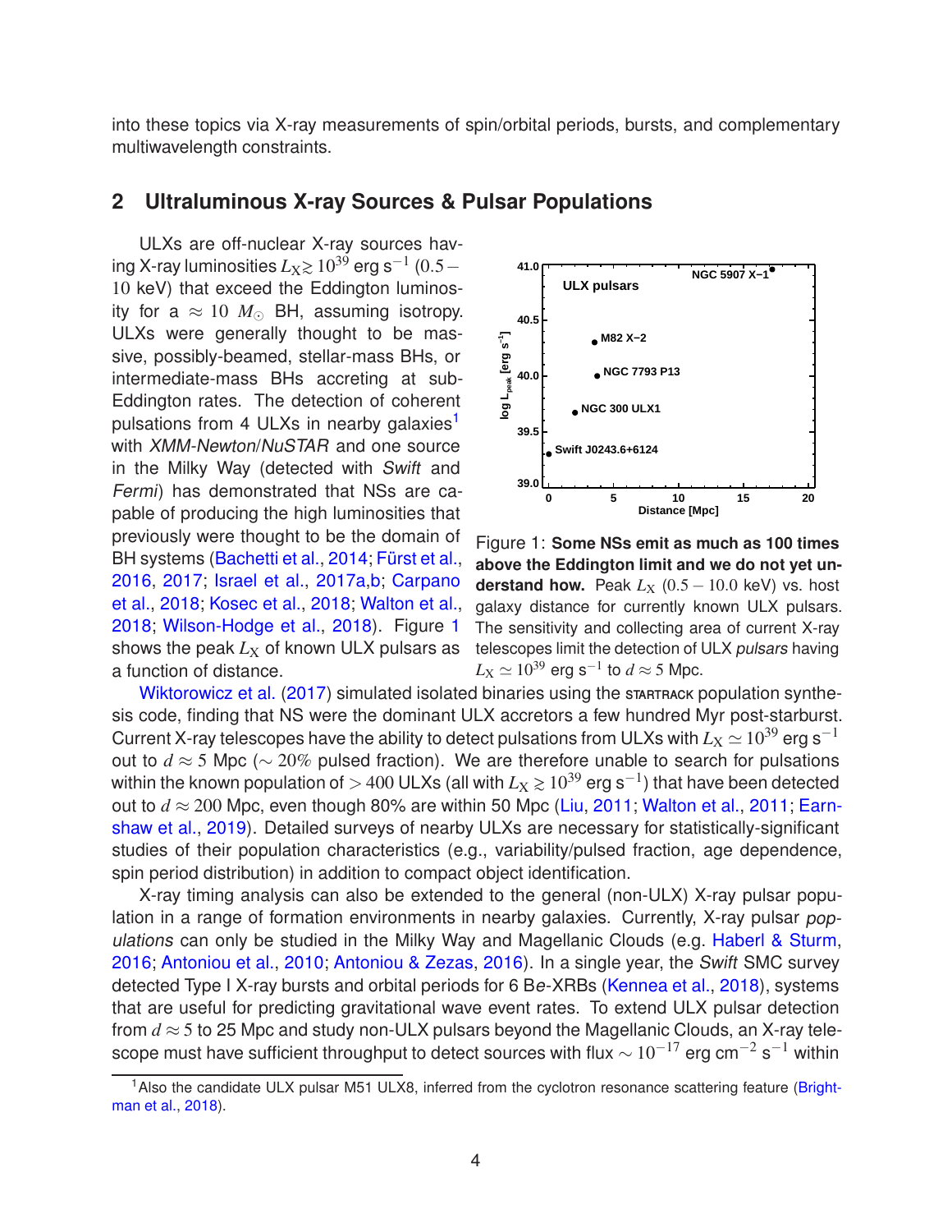into these topics via X-ray measurements of spin/orbital periods, bursts, and complementary multiwavelength constraints.

## 2 Ultraluminous X-ray Sources & Pulsar Populations

ULXs are off-nuclear X-ray sources having X-ray luminosities $L_X \gtrsim 10^{39}$ erg s$^{-1}$ $(0.5-10$ keV) that exceed the Eddington luminosity for a $\approx 10\ M_\odot$ BH, assuming isotropy. ULXs were generally thought to be massive, possibly-beamed, stellar-mass BHs, or intermediate-mass BHs accreting at sub-Eddington rates. The detection of coherent pulsations from 4 ULXs in nearby galaxies[1] with *XMM-Newton*/*NuSTAR* and one source in the Milky Way (detected with *Swift* and *Fermi*) has demonstrated that NSs are capable of producing the high luminosities that previously were thought to be the domain of BH systems (Bachetti et al., 2014; Fürst et al., 2016, 2017; Israel et al., 2017a,b; Carpano et al., 2018; Kosec et al., 2018; Walton et al., 2018; Wilson-Hodge et al., 2018). Figure 1 shows the peak $L_X$ of known ULX pulsars as a function of distance.

Figure 1: **Some NSs emit as much as 100 times above the Eddington limit and we do not yet understand how.** Peak $L_X$ $(0.5-10.0$ keV) vs. host galaxy distance for currently known ULX pulsars. The sensitivity and collecting area of current X-ray telescopes limit the detection of ULX *pulsars* having $L_X \simeq 10^{39}$ erg s$^{-1}$ to $d \approx 5$ Mpc.

Wiktorowicz et al. (2017) simulated isolated binaries using the STARTRACK population synthesis code, finding that NS were the dominant ULX accretors a few hundred Myr post-starburst. Current X-ray telescopes have the ability to detect pulsations from ULXs with $L_X \simeq 10^{39}$ erg s$^{-1}$ out to $d \approx 5$ Mpc ($\sim 20\%$ pulsed fraction). We are therefore unable to search for pulsations within the known population of $>400$ ULXs (all with $L_X \gtrsim 10^{39}$ erg s$^{-1}$) that have been detected out to $d \approx 200$ Mpc, even though 80% are within 50 Mpc (Liu, 2011; Walton et al., 2011; Earnshaw et al., 2019). Detailed surveys of nearby ULXs are necessary for statistically-significant studies of their population characteristics (e.g., variability/pulsed fraction, age dependence, spin period distribution) in addition to compact object identification.

X-ray timing analysis can also be extended to the general (non-ULX) X-ray pulsar population in a range of formation environments in nearby galaxies. Currently, X-ray pulsar *populations* can only be studied in the Milky Way and Magellanic Clouds (e.g. Haberl & Sturm, 2016; Antoniou et al., 2010; Antoniou & Zezas, 2016). In a single year, the *Swift* SMC survey detected Type I X-ray bursts and orbital periods for 6 B*e*-XRBs (Kennea et al., 2018), systems that are useful for predicting gravitational wave event rates. To extend ULX pulsar detection from $d \approx 5$ to 25 Mpc and study non-ULX pulsars beyond the Magellanic Clouds, an X-ray telescope must have sufficient throughput to detect sources with flux $\sim 10^{-17}$ erg cm$^{-2}$ s$^{-1}$ within

[1] Also the candidate ULX pulsar M51 ULX8, inferred from the cyclotron resonance scattering feature (Brightman et al., 2018).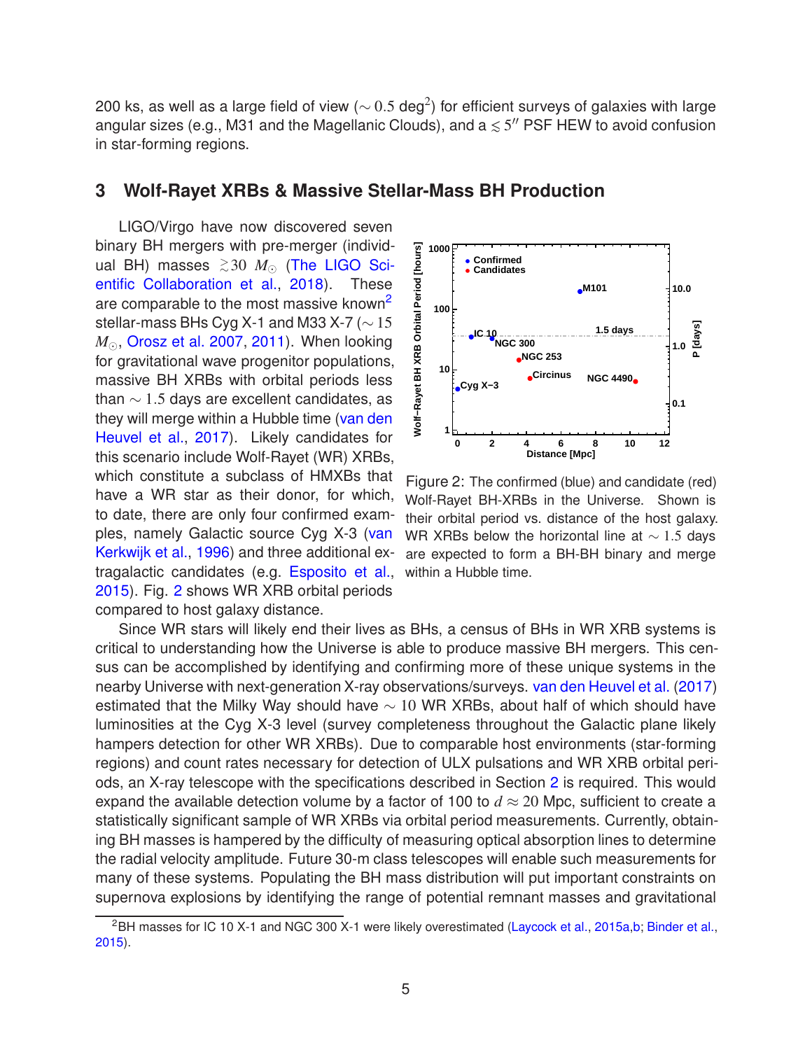200 ks, as well as a large field of view ($\sim 0.5$ deg$^2$) for efficient surveys of galaxies with large angular sizes (e.g., M31 and the Magellanic Clouds), and a $\lesssim 5''$ PSF HEW to avoid confusion in star-forming regions.

## 3 Wolf-Rayet XRBs & Massive Stellar-Mass BH Production

LIGO/Virgo have now discovered seven binary BH mergers with pre-merger (individual BH) masses $\gtrsim 30$ $M_\odot$ (The LIGO Scientific Collaboration et al., 2018). These are comparable to the most massive known[2] stellar-mass BHs Cyg X-1 and M33 X-7 ($\sim 15$ $M_\odot$, Orosz et al. 2007, 2011). When looking for gravitational wave progenitor populations, massive BH XRBs with orbital periods less than $\sim 1.5$ days are excellent candidates, as they will merge within a Hubble time (van den Heuvel et al., 2017). Likely candidates for this scenario include Wolf-Rayet (WR) XRBs, which constitute a subclass of HMXBs that have a WR star as their donor, for which, to date, there are only four confirmed examples, namely Galactic source Cyg X-3 (van Kerkwijk et al., 1996) and three additional extragalactic candidates (e.g. Esposito et al., 2015). Fig. 2 shows WR XRB orbital periods compared to host galaxy distance.

Figure 2: The confirmed (blue) and candidate (red) Wolf-Rayet BH-XRBs in the Universe. Shown is their orbital period vs. distance of the host galaxy. WR XRBs below the horizontal line at $\sim 1.5$ days are expected to form a BH-BH binary and merge within a Hubble time.

Since WR stars will likely end their lives as BHs, a census of BHs in WR XRB systems is critical to understanding how the Universe is able to produce massive BH mergers. This census can be accomplished by identifying and confirming more of these unique systems in the nearby Universe with next-generation X-ray observations/surveys. van den Heuvel et al. (2017) estimated that the Milky Way should have $\sim 10$ WR XRBs, about half of which should have luminosities at the Cyg X-3 level (survey completeness throughout the Galactic plane likely hampers detection for other WR XRBs). Due to comparable host environments (star-forming regions) and count rates necessary for detection of ULX pulsations and WR XRB orbital periods, an X-ray telescope with the specifications described in Section 2 is required. This would expand the available detection volume by a factor of 100 to $d \approx 20$ Mpc, sufficient to create a statistically significant sample of WR XRBs via orbital period measurements. Currently, obtaining BH masses is hampered by the difficulty of measuring optical absorption lines to determine the radial velocity amplitude. Future 30-m class telescopes will enable such measurements for many of these systems. Populating the BH mass distribution will put important constraints on supernova explosions by identifying the range of potential remnant masses and gravitational

[2] BH masses for IC 10 X-1 and NGC 300 X-1 were likely overestimated (Laycock et al., 2015a,b; Binder et al., 2015).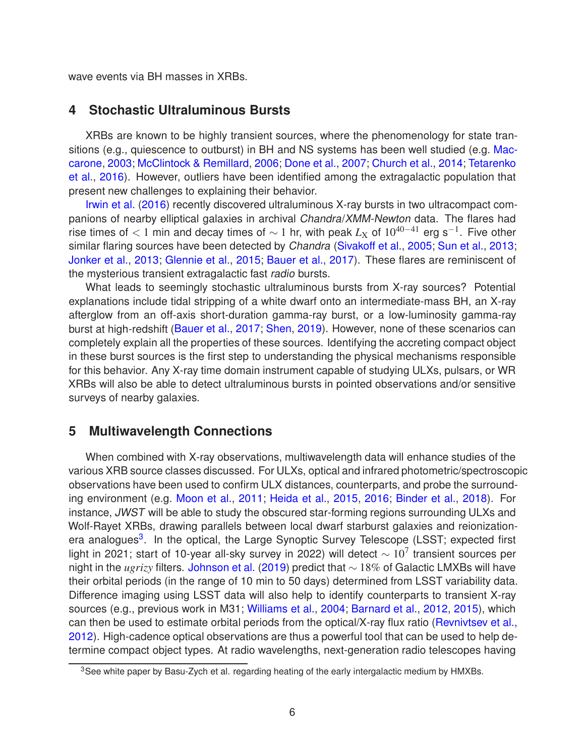wave events via BH masses in XRBs.

## 4 Stochastic Ultraluminous Bursts

XRBs are known to be highly transient sources, where the phenomenology for state transitions (e.g., quiescence to outburst) in BH and NS systems has been well studied (e.g. Maccarone, 2003; McClintock & Remillard, 2006; Done et al., 2007; Church et al., 2014; Tetarenko et al., 2016). However, outliers have been identified among the extragalactic population that present new challenges to explaining their behavior.

Irwin et al. (2016) recently discovered ultraluminous X-ray bursts in two ultracompact companions of nearby elliptical galaxies in archival *Chandra*/*XMM-Newton* data. The flares had rise times of $< 1$ min and decay times of $\sim 1$ hr, with peak $L_{\rm X}$ of $10^{40-41}$ erg s$^{-1}$. Five other similar flaring sources have been detected by *Chandra* (Sivakoff et al., 2005; Sun et al., 2013; Jonker et al., 2013; Glennie et al., 2015; Bauer et al., 2017). These flares are reminiscent of the mysterious transient extragalactic fast *radio* bursts.

What leads to seemingly stochastic ultraluminous bursts from X-ray sources? Potential explanations include tidal stripping of a white dwarf onto an intermediate-mass BH, an X-ray afterglow from an off-axis short-duration gamma-ray burst, or a low-luminosity gamma-ray burst at high-redshift (Bauer et al., 2017; Shen, 2019). However, none of these scenarios can completely explain all the properties of these sources. Identifying the accreting compact object in these burst sources is the first step to understanding the physical mechanisms responsible for this behavior. Any X-ray time domain instrument capable of studying ULXs, pulsars, or WR XRBs will also be able to detect ultraluminous bursts in pointed observations and/or sensitive surveys of nearby galaxies.

## 5 Multiwavelength Connections

When combined with X-ray observations, multiwavelength data will enhance studies of the various XRB source classes discussed. For ULXs, optical and infrared photometric/spectroscopic observations have been used to confirm ULX distances, counterparts, and probe the surrounding environment (e.g. Moon et al., 2011; Heida et al., 2015, 2016; Binder et al., 2018). For instance, *JWST* will be able to study the obscured star-forming regions surrounding ULXs and Wolf-Rayet XRBs, drawing parallels between local dwarf starburst galaxies and reionization-era analogues[3]. In the optical, the Large Synoptic Survey Telescope (LSST; expected first light in 2021; start of 10-year all-sky survey in 2022) will detect $\sim 10^7$ transient sources per night in the $ugrizy$ filters. Johnson et al. (2019) predict that $\sim 18\%$ of Galactic LMXBs will have their orbital periods (in the range of 10 min to 50 days) determined from LSST variability data. Difference imaging using LSST data will also help to identify counterparts to transient X-ray sources (e.g., previous work in M31; Williams et al., 2004; Barnard et al., 2012, 2015), which can then be used to estimate orbital periods from the optical/X-ray flux ratio (Revnivtsev et al., 2012). High-cadence optical observations are thus a powerful tool that can be used to help determine compact object types. At radio wavelengths, next-generation radio telescopes having

[3] See white paper by Basu-Zych et al. regarding heating of the early intergalactic medium by HMXBs.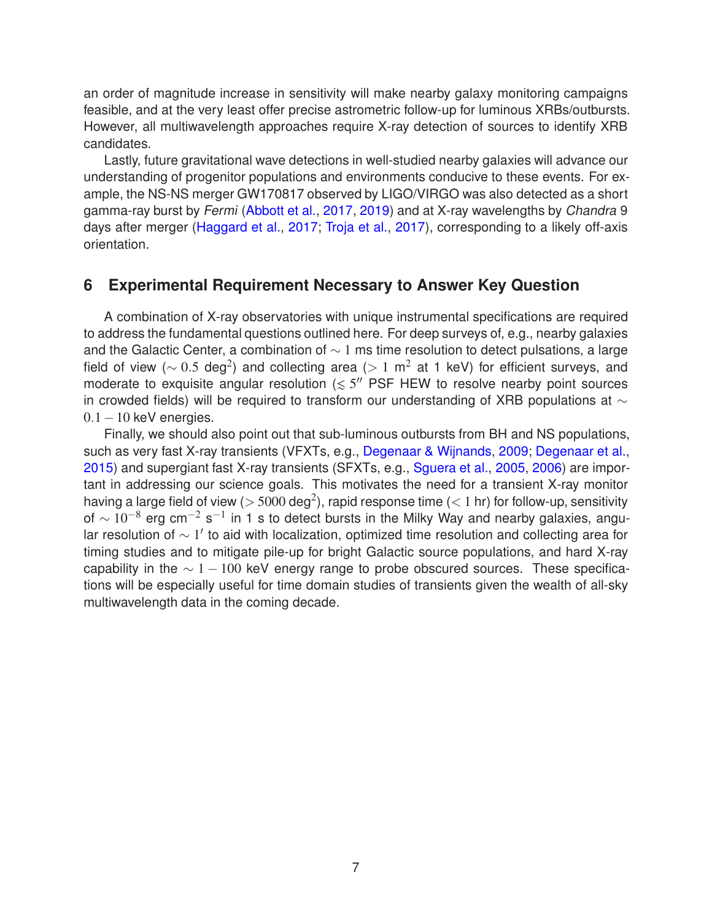an order of magnitude increase in sensitivity will make nearby galaxy monitoring campaigns feasible, and at the very least offer precise astrometric follow-up for luminous XRBs/outbursts. However, all multiwavelength approaches require X-ray detection of sources to identify XRB candidates.

Lastly, future gravitational wave detections in well-studied nearby galaxies will advance our understanding of progenitor populations and environments conducive to these events. For example, the NS-NS merger GW170817 observed by LIGO/VIRGO was also detected as a short gamma-ray burst by *Fermi* (Abbott et al., 2017, 2019) and at X-ray wavelengths by *Chandra* 9 days after merger (Haggard et al., 2017; Troja et al., 2017), corresponding to a likely off-axis orientation.

## 6 Experimental Requirement Necessary to Answer Key Question

A combination of X-ray observatories with unique instrumental specifications are required to address the fundamental questions outlined here. For deep surveys of, e.g., nearby galaxies and the Galactic Center, a combination of $\sim 1$ ms time resolution to detect pulsations, a large field of view ($\sim 0.5$ deg$^2$) and collecting area ($> 1$ m$^2$ at 1 keV) for efficient surveys, and moderate to exquisite angular resolution ($\lesssim 5''$ PSF HEW to resolve nearby point sources in crowded fields) will be required to transform our understanding of XRB populations at $\sim 0.1-10$ keV energies.

Finally, we should also point out that sub-luminous outbursts from BH and NS populations, such as very fast X-ray transients (VFXTs, e.g., Degenaar & Wijnands, 2009; Degenaar et al., 2015) and supergiant fast X-ray transients (SFXTs, e.g., Sguera et al., 2005, 2006) are important in addressing our science goals. This motivates the need for a transient X-ray monitor having a large field of view ($> 5000$ deg$^2$), rapid response time ($< 1$ hr) for follow-up, sensitivity of $\sim 10^{-8}$ erg cm$^{-2}$ s$^{-1}$ in 1 s to detect bursts in the Milky Way and nearby galaxies, angular resolution of $\sim 1'$ to aid with localization, optimized time resolution and collecting area for timing studies and to mitigate pile-up for bright Galactic source populations, and hard X-ray capability in the $\sim 1-100$ keV energy range to probe obscured sources. These specifications will be especially useful for time domain studies of transients given the wealth of all-sky multiwavelength data in the coming decade.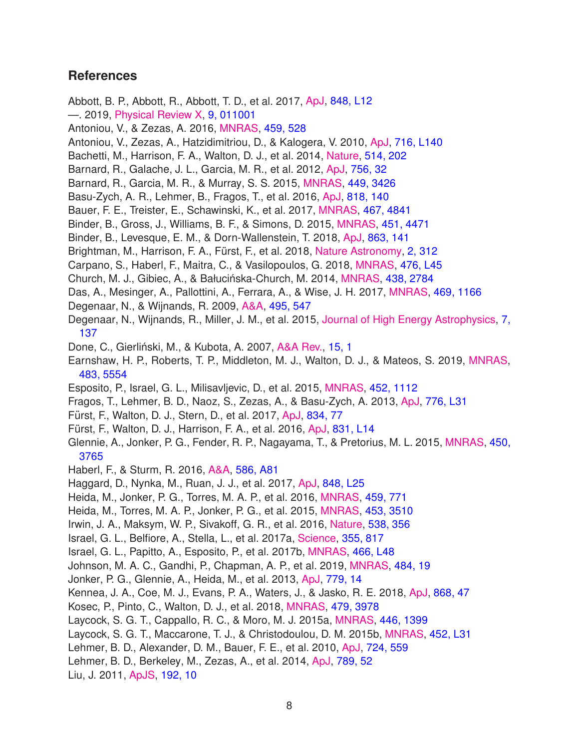## References

Abbott, B. P., Abbott, R., Abbott, T. D., et al. 2017, ApJ, 848, L12

—. 2019, Physical Review X, 9, 011001

Antoniou, V., & Zezas, A. 2016, MNRAS, 459, 528

Antoniou, V., Zezas, A., Hatzidimitriou, D., & Kalogera, V. 2010, ApJ, 716, L140

Bachetti, M., Harrison, F. A., Walton, D. J., et al. 2014, Nature, 514, 202

Barnard, R., Galache, J. L., Garcia, M. R., et al. 2012, ApJ, 756, 32

Barnard, R., Garcia, M. R., & Murray, S. S. 2015, MNRAS, 449, 3426

Basu-Zych, A. R., Lehmer, B., Fragos, T., et al. 2016, ApJ, 818, 140

Bauer, F. E., Treister, E., Schawinski, K., et al. 2017, MNRAS, 467, 4841

Binder, B., Gross, J., Williams, B. F., & Simons, D. 2015, MNRAS, 451, 4471

Binder, B., Levesque, E. M., & Dorn-Wallenstein, T. 2018, ApJ, 863, 141

Brightman, M., Harrison, F. A., Fürst, F., et al. 2018, Nature Astronomy, 2, 312

Carpano, S., Haberl, F., Maitra, C., & Vasilopoulos, G. 2018, MNRAS, 476, L45

Church, M. J., Gibiec, A., & Bałucińska-Church, M. 2014, MNRAS, 438, 2784

Das, A., Mesinger, A., Pallottini, A., Ferrara, A., & Wise, J. H. 2017, MNRAS, 469, 1166

Degenaar, N., & Wijnands, R. 2009, A&A, 495, 547

Degenaar, N., Wijnands, R., Miller, J. M., et al. 2015, Journal of High Energy Astrophysics, 7, 137

Done, C., Gierliński, M., & Kubota, A. 2007, A&A Rev., 15, 1

Earnshaw, H. P., Roberts, T. P., Middleton, M. J., Walton, D. J., & Mateos, S. 2019, MNRAS, 483, 5554

Esposito, P., Israel, G. L., Milisavljevic, D., et al. 2015, MNRAS, 452, 1112

Fragos, T., Lehmer, B. D., Naoz, S., Zezas, A., & Basu-Zych, A. 2013, ApJ, 776, L31

Fürst, F., Walton, D. J., Stern, D., et al. 2017, ApJ, 834, 77

Fürst, F., Walton, D. J., Harrison, F. A., et al. 2016, ApJ, 831, L14

Glennie, A., Jonker, P. G., Fender, R. P., Nagayama, T., & Pretorius, M. L. 2015, MNRAS, 450, 3765

Haberl, F., & Sturm, R. 2016, A&A, 586, A81

Haggard, D., Nynka, M., Ruan, J. J., et al. 2017, ApJ, 848, L25

Heida, M., Jonker, P. G., Torres, M. A. P., et al. 2016, MNRAS, 459, 771

Heida, M., Torres, M. A. P., Jonker, P. G., et al. 2015, MNRAS, 453, 3510

Irwin, J. A., Maksym, W. P., Sivakoff, G. R., et al. 2016, Nature, 538, 356

Israel, G. L., Belfiore, A., Stella, L., et al. 2017a, Science, 355, 817

Israel, G. L., Papitto, A., Esposito, P., et al. 2017b, MNRAS, 466, L48

Johnson, M. A. C., Gandhi, P., Chapman, A. P., et al. 2019, MNRAS, 484, 19

Jonker, P. G., Glennie, A., Heida, M., et al. 2013, ApJ, 779, 14

Kennea, J. A., Coe, M. J., Evans, P. A., Waters, J., & Jasko, R. E. 2018, ApJ, 868, 47

Kosec, P., Pinto, C., Walton, D. J., et al. 2018, MNRAS, 479, 3978

Laycock, S. G. T., Cappallo, R. C., & Moro, M. J. 2015a, MNRAS, 446, 1399

Laycock, S. G. T., Maccarone, T. J., & Christodoulou, D. M. 2015b, MNRAS, 452, L31

Lehmer, B. D., Alexander, D. M., Bauer, F. E., et al. 2010, ApJ, 724, 559

Lehmer, B. D., Berkeley, M., Zezas, A., et al. 2014, ApJ, 789, 52

Liu, J. 2011, ApJS, 192, 10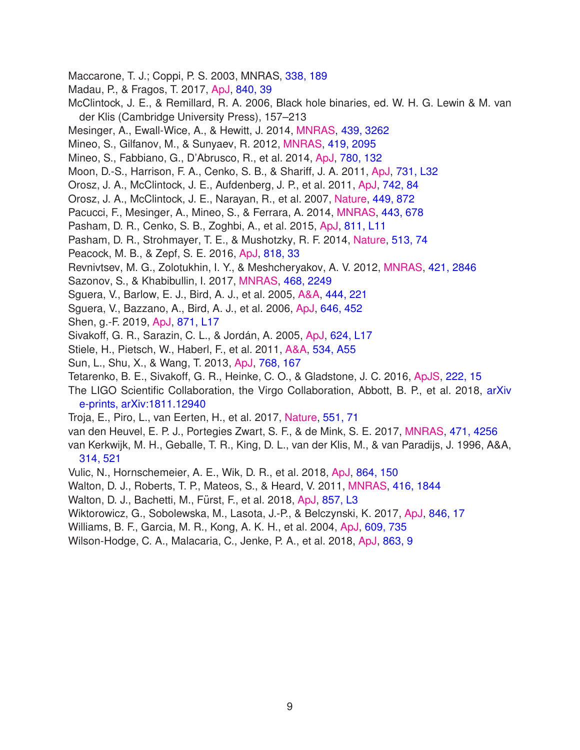Maccarone, T. J.; Coppi, P. S. 2003, MNRAS, 338, 189

Madau, P., & Fragos, T. 2017, ApJ, 840, 39

McClintock, J. E., & Remillard, R. A. 2006, Black hole binaries, ed. W. H. G. Lewin & M. van der Klis (Cambridge University Press), 157–213

Mesinger, A., Ewall-Wice, A., & Hewitt, J. 2014, MNRAS, 439, 3262

Mineo, S., Gilfanov, M., & Sunyaev, R. 2012, MNRAS, 419, 2095

Mineo, S., Fabbiano, G., D'Abrusco, R., et al. 2014, ApJ, 780, 132

Moon, D.-S., Harrison, F. A., Cenko, S. B., & Shariff, J. A. 2011, ApJ, 731, L32

Orosz, J. A., McClintock, J. E., Aufdenberg, J. P., et al. 2011, ApJ, 742, 84

Orosz, J. A., McClintock, J. E., Narayan, R., et al. 2007, Nature, 449, 872

Pacucci, F., Mesinger, A., Mineo, S., & Ferrara, A. 2014, MNRAS, 443, 678

Pasham, D. R., Cenko, S. B., Zoghbi, A., et al. 2015, ApJ, 811, L11

Pasham, D. R., Strohmayer, T. E., & Mushotzky, R. F. 2014, Nature, 513, 74

Peacock, M. B., & Zepf, S. E. 2016, ApJ, 818, 33

Revnivtsev, M. G., Zolotukhin, I. Y., & Meshcheryakov, A. V. 2012, MNRAS, 421, 2846

Sazonov, S., & Khabibullin, I. 2017, MNRAS, 468, 2249

Sguera, V., Barlow, E. J., Bird, A. J., et al. 2005, A&A, 444, 221

Sguera, V., Bazzano, A., Bird, A. J., et al. 2006, ApJ, 646, 452

Shen, g.-F. 2019, ApJ, 871, L17

Sivakoff, G. R., Sarazin, C. L., & Jordán, A. 2005, ApJ, 624, L17

Stiele, H., Pietsch, W., Haberl, F., et al. 2011, A&A, 534, A55

Sun, L., Shu, X., & Wang, T. 2013, ApJ, 768, 167

Tetarenko, B. E., Sivakoff, G. R., Heinke, C. O., & Gladstone, J. C. 2016, ApJS, 222, 15

The LIGO Scientific Collaboration, the Virgo Collaboration, Abbott, B. P., et al. 2018, arXiv e-prints, arXiv:1811.12940

Troja, E., Piro, L., van Eerten, H., et al. 2017, Nature, 551, 71

van den Heuvel, E. P. J., Portegies Zwart, S. F., & de Mink, S. E. 2017, MNRAS, 471, 4256

van Kerkwijk, M. H., Geballe, T. R., King, D. L., van der Klis, M., & van Paradijs, J. 1996, A&A, 314, 521

Vulic, N., Hornschemeier, A. E., Wik, D. R., et al. 2018, ApJ, 864, 150

Walton, D. J., Roberts, T. P., Mateos, S., & Heard, V. 2011, MNRAS, 416, 1844

Walton, D. J., Bachetti, M., Fürst, F., et al. 2018, ApJ, 857, L3

Wiktorowicz, G., Sobolewska, M., Lasota, J.-P., & Belczynski, K. 2017, ApJ, 846, 17

Williams, B. F., Garcia, M. R., Kong, A. K. H., et al. 2004, ApJ, 609, 735

Wilson-Hodge, C. A., Malacaria, C., Jenke, P. A., et al. 2018, ApJ, 863, 9